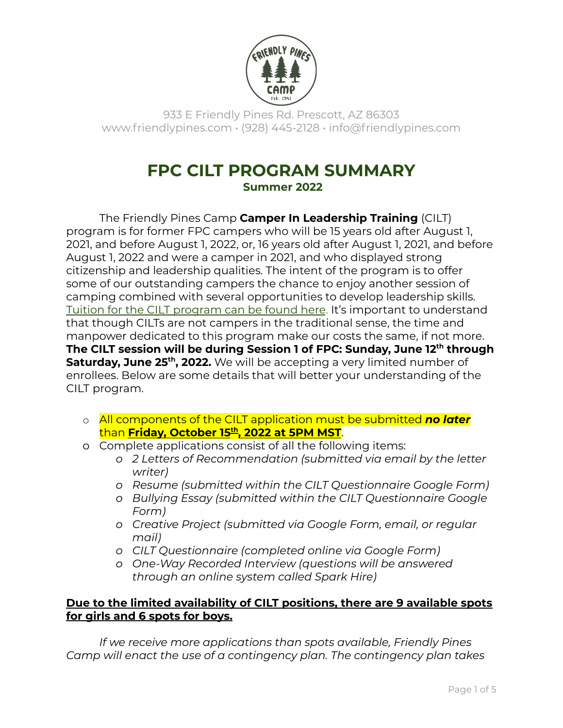933 E Friendly Pines Rd. Prescott, AZ 86303
www.friendlypines.com • (928) 445-2128 • info@friendlypines.com

# FPC CILT PROGRAM SUMMARY

## Summer 2022

The Friendly Pines Camp **Camper In Leadership Training** (CILT) program is for former FPC campers who will be 15 years old after August 1, 2021, and before August 1, 2022, or, 16 years old after August 1, 2021, and before August 1, 2022 and were a camper in 2021, and who displayed strong citizenship and leadership qualities. The intent of the program is to offer some of our outstanding campers the chance to enjoy another session of camping combined with several opportunities to develop leadership skills. Tuition for the CILT program can be found here. It's important to understand that though CILTs are not campers in the traditional sense, the time and manpower dedicated to this program make our costs the same, if not more. **The CILT session will be during Session 1 of FPC: Sunday, June 12th through Saturday, June 25th, 2022.** We will be accepting a very limited number of enrollees. Below are some details that will better your understanding of the CILT program.

- All components of the CILT application must be submitted ***no later*** than **Friday, October 15th, 2022 at 5PM MST**.
- Complete applications consist of all the following items:
  - *2 Letters of Recommendation (submitted via email by the letter writer)*
  - *Resume (submitted within the CILT Questionnaire Google Form)*
  - *Bullying Essay (submitted within the CILT Questionnaire Google Form)*
  - *Creative Project (submitted via Google Form, email, or regular mail)*
  - *CILT Questionnaire (completed online via Google Form)*
  - *One-Way Recorded Interview (questions will be answered through an online system called Spark Hire)*

**Due to the limited availability of CILT positions, there are 9 available spots for girls and 6 spots for boys.**

*If we receive more applications than spots available, Friendly Pines Camp will enact the use of a contingency plan. The contingency plan takes*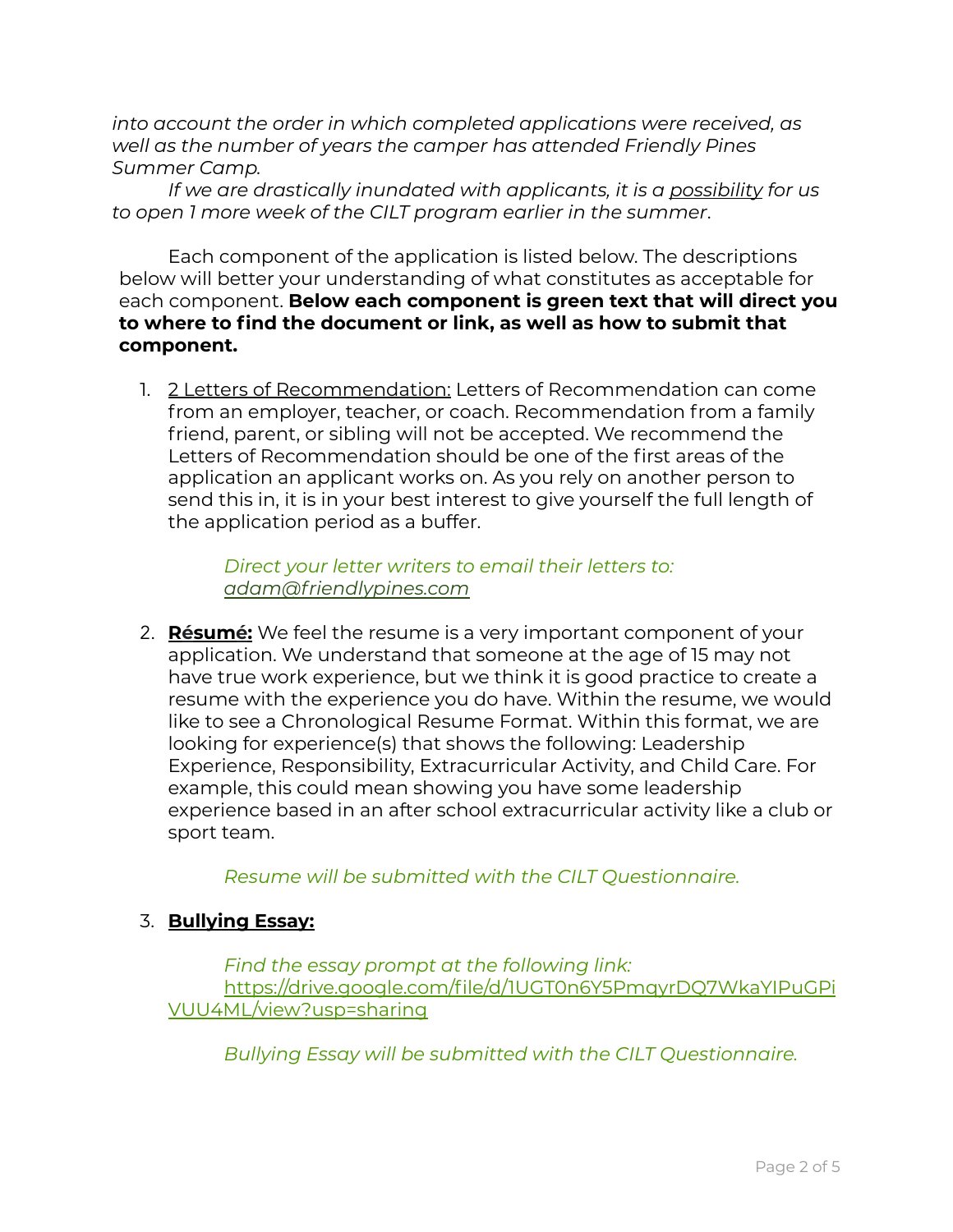*into account the order in which completed applications were received, as well as the number of years the camper has attended Friendly Pines Summer Camp.*

*If we are drastically inundated with applicants, it is a possibility for us to open 1 more week of the CILT program earlier in the summer*.

Each component of the application is listed below. The descriptions below will better your understanding of what constitutes as acceptable for each component. **Below each component is green text that will direct you to where to find the document or link, as well as how to submit that component.**

1. 2 Letters of Recommendation: Letters of Recommendation can come from an employer, teacher, or coach. Recommendation from a family friend, parent, or sibling will not be accepted. We recommend the Letters of Recommendation should be one of the first areas of the application an applicant works on. As you rely on another person to send this in, it is in your best interest to give yourself the full length of the application period as a buffer.

   *Direct your letter writers to email their letters to: adam@friendlypines.com*

2. **Résumé:** We feel the resume is a very important component of your application. We understand that someone at the age of 15 may not have true work experience, but we think it is good practice to create a resume with the experience you do have. Within the resume, we would like to see a Chronological Resume Format. Within this format, we are looking for experience(s) that shows the following: Leadership Experience, Responsibility, Extracurricular Activity, and Child Care. For example, this could mean showing you have some leadership experience based in an after school extracurricular activity like a club or sport team.

   *Resume will be submitted with the CILT Questionnaire.*

3. **Bullying Essay:**

   *Find the essay prompt at the following link:* https://drive.google.com/file/d/1UGT0n6Y5PmqyrDQ7WkaYIPuGPiVUU4ML/view?usp=sharing

   *Bullying Essay will be submitted with the CILT Questionnaire.*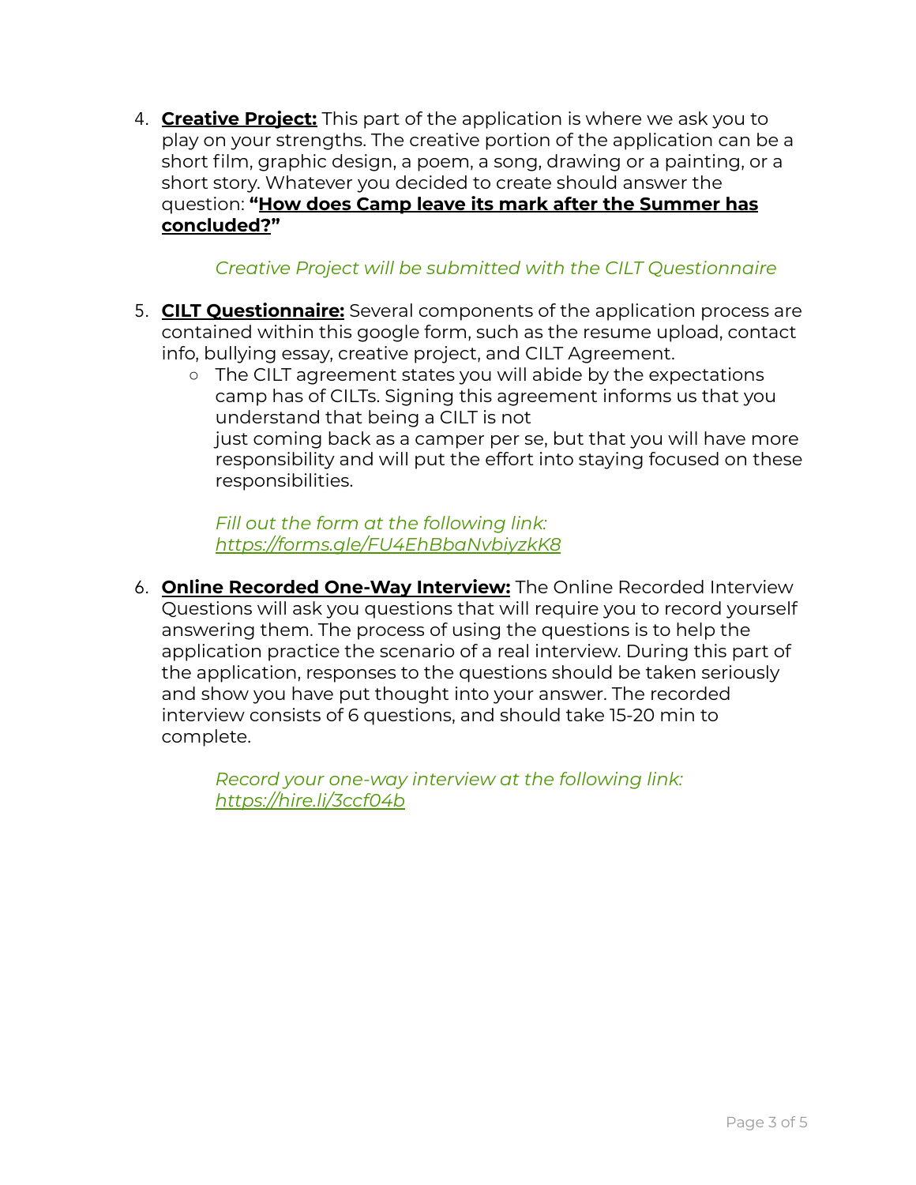4. **Creative Project:** This part of the application is where we ask you to play on your strengths. The creative portion of the application can be a short film, graphic design, a poem, a song, drawing or a painting, or a short story. Whatever you decided to create should answer the question: **"How does Camp leave its mark after the Summer has concluded?"**

   *Creative Project will be submitted with the CILT Questionnaire*

5. **CILT Questionnaire:** Several components of the application process are contained within this google form, such as the resume upload, contact info, bullying essay, creative project, and CILT Agreement.
   - The CILT agreement states you will abide by the expectations camp has of CILTs. Signing this agreement informs us that you understand that being a CILT is not just coming back as a camper per se, but that you will have more responsibility and will put the effort into staying focused on these responsibilities.

   *Fill out the form at the following link: https://forms.gle/FU4EhBbaNvbiyzkK8*

6. **Online Recorded One-Way Interview:** The Online Recorded Interview Questions will ask you questions that will require you to record yourself answering them. The process of using the questions is to help the application practice the scenario of a real interview. During this part of the application, responses to the questions should be taken seriously and show you have put thought into your answer. The recorded interview consists of 6 questions, and should take 15-20 min to complete.

   *Record your one-way interview at the following link: https://hire.li/3ccf04b*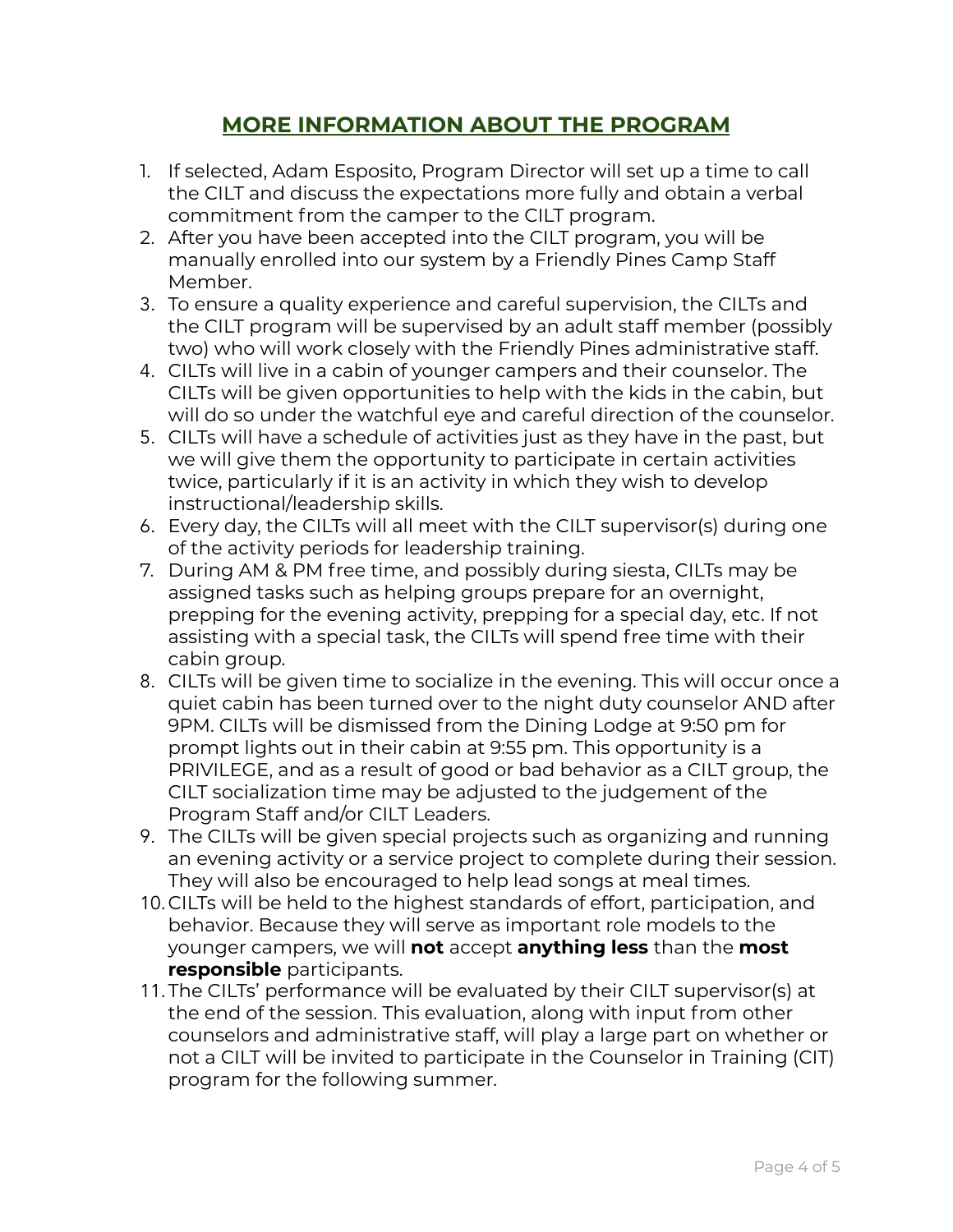## MORE INFORMATION ABOUT THE PROGRAM

1. If selected, Adam Esposito, Program Director will set up a time to call the CILT and discuss the expectations more fully and obtain a verbal commitment from the camper to the CILT program.
2. After you have been accepted into the CILT program, you will be manually enrolled into our system by a Friendly Pines Camp Staff Member.
3. To ensure a quality experience and careful supervision, the CILTs and the CILT program will be supervised by an adult staff member (possibly two) who will work closely with the Friendly Pines administrative staff.
4. CILTs will live in a cabin of younger campers and their counselor. The CILTs will be given opportunities to help with the kids in the cabin, but will do so under the watchful eye and careful direction of the counselor.
5. CILTs will have a schedule of activities just as they have in the past, but we will give them the opportunity to participate in certain activities twice, particularly if it is an activity in which they wish to develop instructional/leadership skills.
6. Every day, the CILTs will all meet with the CILT supervisor(s) during one of the activity periods for leadership training.
7. During AM & PM free time, and possibly during siesta, CILTs may be assigned tasks such as helping groups prepare for an overnight, prepping for the evening activity, prepping for a special day, etc. If not assisting with a special task, the CILTs will spend free time with their cabin group.
8. CILTs will be given time to socialize in the evening. This will occur once a quiet cabin has been turned over to the night duty counselor AND after 9PM. CILTs will be dismissed from the Dining Lodge at 9:50 pm for prompt lights out in their cabin at 9:55 pm. This opportunity is a PRIVILEGE, and as a result of good or bad behavior as a CILT group, the CILT socialization time may be adjusted to the judgement of the Program Staff and/or CILT Leaders.
9. The CILTs will be given special projects such as organizing and running an evening activity or a service project to complete during their session. They will also be encouraged to help lead songs at meal times.
10. CILTs will be held to the highest standards of effort, participation, and behavior. Because they will serve as important role models to the younger campers, we will **not** accept **anything less** than the **most responsible** participants.
11. The CILTs' performance will be evaluated by their CILT supervisor(s) at the end of the session. This evaluation, along with input from other counselors and administrative staff, will play a large part on whether or not a CILT will be invited to participate in the Counselor in Training (CIT) program for the following summer.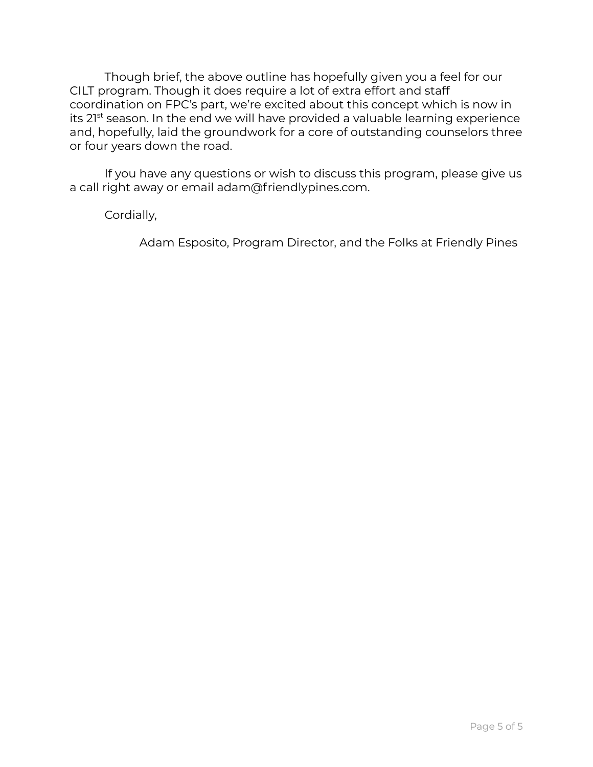Though brief, the above outline has hopefully given you a feel for our CILT program. Though it does require a lot of extra effort and staff coordination on FPC's part, we're excited about this concept which is now in its 21st season. In the end we will have provided a valuable learning experience and, hopefully, laid the groundwork for a core of outstanding counselors three or four years down the road.

If you have any questions or wish to discuss this program, please give us a call right away or email adam@friendlypines.com.

Cordially,

Adam Esposito, Program Director, and the Folks at Friendly Pines